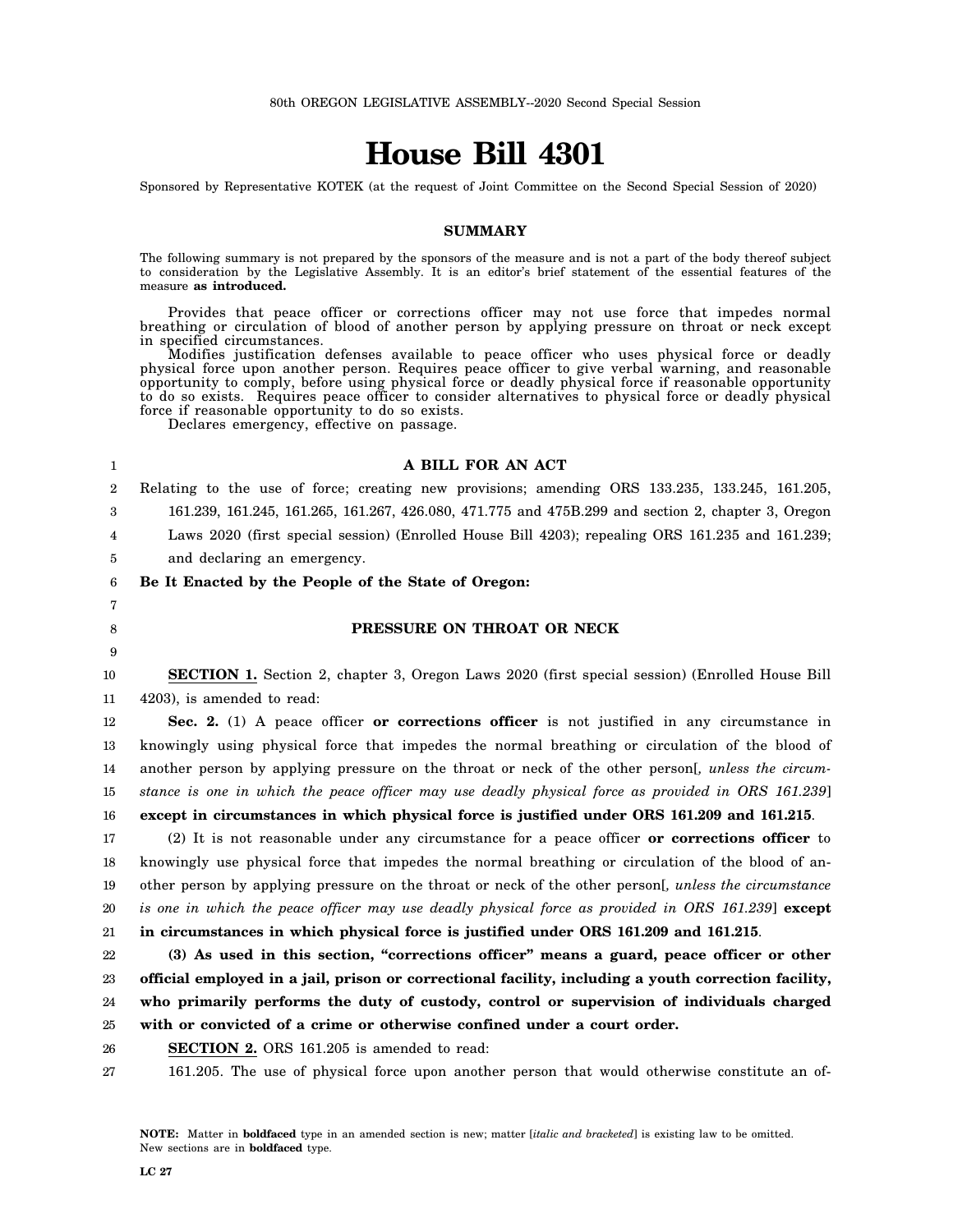80th OREGON LEGISLATIVE ASSEMBLY--2020 Second Special Session

# House Bill 4301

Sponsored by Representative KOTEK (at the request of Joint Committee on the Second Special Session of 2020)

## SUMMARY

The following summary is not prepared by the sponsors of the measure and is not a part of the body thereof subject to consideration by the Legislative Assembly. It is an editor's brief statement of the essential features of the measure **as introduced.**

Provides that peace officer or corrections officer may not use force that impedes normal breathing or circulation of blood of another person by applying pressure on throat or neck except in specified circumstances.

Modifies justification defenses available to peace officer who uses physical force or deadly physical force upon another person. Requires peace officer to give verbal warning, and reasonable opportunity to comply, before using physical force or deadly physical force if reasonable opportunity to do so exists. Requires peace officer to consider alternatives to physical force or deadly physical force if reasonable opportunity to do so exists.

Declares emergency, effective on passage.

1 **A BILL FOR AN ACT**

2 Relating to the use of force; creating new provisions; amending ORS 133.235, 133.245, 161.205,
3 161.239, 161.245, 161.265, 161.267, 426.080, 471.775 and 475B.299 and section 2, chapter 3, Oregon
4 Laws 2020 (first special session) (Enrolled House Bill 4203); repealing ORS 161.235 and 161.239;
5 and declaring an emergency.

6 **Be It Enacted by the People of the State of Oregon:**

7

8 **PRESSURE ON THROAT OR NECK**

9

10 **SECTION 1.** Section 2, chapter 3, Oregon Laws 2020 (first special session) (Enrolled House Bill
11 4203), is amended to read:

12 **Sec. 2.** (1) A peace officer **or corrections officer** is not justified in any circumstance in
13 knowingly using physical force that impedes the normal breathing or circulation of the blood of
14 another person by applying pressure on the throat or neck of the other person[*, unless the circum-*
15 *stance is one in which the peace officer may use deadly physical force as provided in ORS 161.239*]
16 **except in circumstances in which physical force is justified under ORS 161.209 and 161.215**.

17 (2) It is not reasonable under any circumstance for a peace officer **or corrections officer** to
18 knowingly use physical force that impedes the normal breathing or circulation of the blood of an-
19 other person by applying pressure on the throat or neck of the other person[*, unless the circumstance*
20 *is one in which the peace officer may use deadly physical force as provided in ORS 161.239*] **except**
21 **in circumstances in which physical force is justified under ORS 161.209 and 161.215**.

22 **(3) As used in this section, "corrections officer" means a guard, peace officer or other**
23 **official employed in a jail, prison or correctional facility, including a youth correction facility,**
24 **who primarily performs the duty of custody, control or supervision of individuals charged**
25 **with or convicted of a crime or otherwise confined under a court order.**

26 **SECTION 2.** ORS 161.205 is amended to read:

27 161.205. The use of physical force upon another person that would otherwise constitute an of-

**NOTE:** Matter in **boldfaced** type in an amended section is new; matter [*italic and bracketed*] is existing law to be omitted. New sections are in **boldfaced** type.

LC 27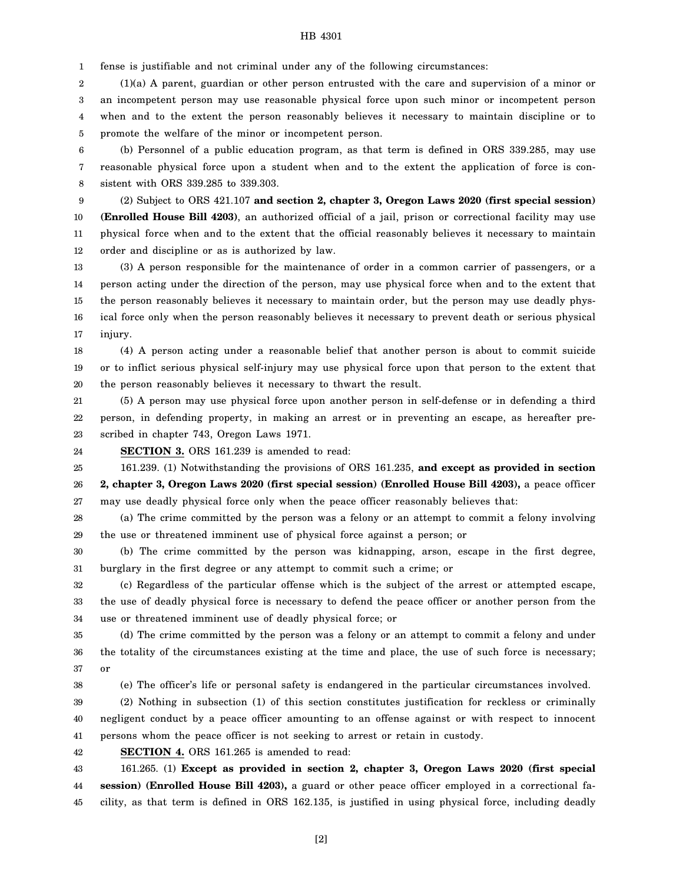fense is justifiable and not criminal under any of the following circumstances:

(1)(a) A parent, guardian or other person entrusted with the care and supervision of a minor or an incompetent person may use reasonable physical force upon such minor or incompetent person when and to the extent the person reasonably believes it necessary to maintain discipline or to promote the welfare of the minor or incompetent person.

(b) Personnel of a public education program, as that term is defined in ORS 339.285, may use reasonable physical force upon a student when and to the extent the application of force is consistent with ORS 339.285 to 339.303.

(2) Subject to ORS 421.107 **and section 2, chapter 3, Oregon Laws 2020 (first special session) (Enrolled House Bill 4203)**, an authorized official of a jail, prison or correctional facility may use physical force when and to the extent that the official reasonably believes it necessary to maintain order and discipline or as is authorized by law.

(3) A person responsible for the maintenance of order in a common carrier of passengers, or a person acting under the direction of the person, may use physical force when and to the extent that the person reasonably believes it necessary to maintain order, but the person may use deadly physical force only when the person reasonably believes it necessary to prevent death or serious physical injury.

(4) A person acting under a reasonable belief that another person is about to commit suicide or to inflict serious physical self-injury may use physical force upon that person to the extent that the person reasonably believes it necessary to thwart the result.

(5) A person may use physical force upon another person in self-defense or in defending a third person, in defending property, in making an arrest or in preventing an escape, as hereafter prescribed in chapter 743, Oregon Laws 1971.

**SECTION 3.** ORS 161.239 is amended to read:

161.239. (1) Notwithstanding the provisions of ORS 161.235, **and except as provided in section 2, chapter 3, Oregon Laws 2020 (first special session) (Enrolled House Bill 4203),** a peace officer may use deadly physical force only when the peace officer reasonably believes that:

(a) The crime committed by the person was a felony or an attempt to commit a felony involving the use or threatened imminent use of physical force against a person; or

(b) The crime committed by the person was kidnapping, arson, escape in the first degree, burglary in the first degree or any attempt to commit such a crime; or

(c) Regardless of the particular offense which is the subject of the arrest or attempted escape, the use of deadly physical force is necessary to defend the peace officer or another person from the use or threatened imminent use of deadly physical force; or

(d) The crime committed by the person was a felony or an attempt to commit a felony and under the totality of the circumstances existing at the time and place, the use of such force is necessary; or

(e) The officer's life or personal safety is endangered in the particular circumstances involved.

(2) Nothing in subsection (1) of this section constitutes justification for reckless or criminally negligent conduct by a peace officer amounting to an offense against or with respect to innocent persons whom the peace officer is not seeking to arrest or retain in custody.

**SECTION 4.** ORS 161.265 is amended to read:

161.265. (1) **Except as provided in section 2, chapter 3, Oregon Laws 2020 (first special session) (Enrolled House Bill 4203),** a guard or other peace officer employed in a correctional facility, as that term is defined in ORS 162.135, is justified in using physical force, including deadly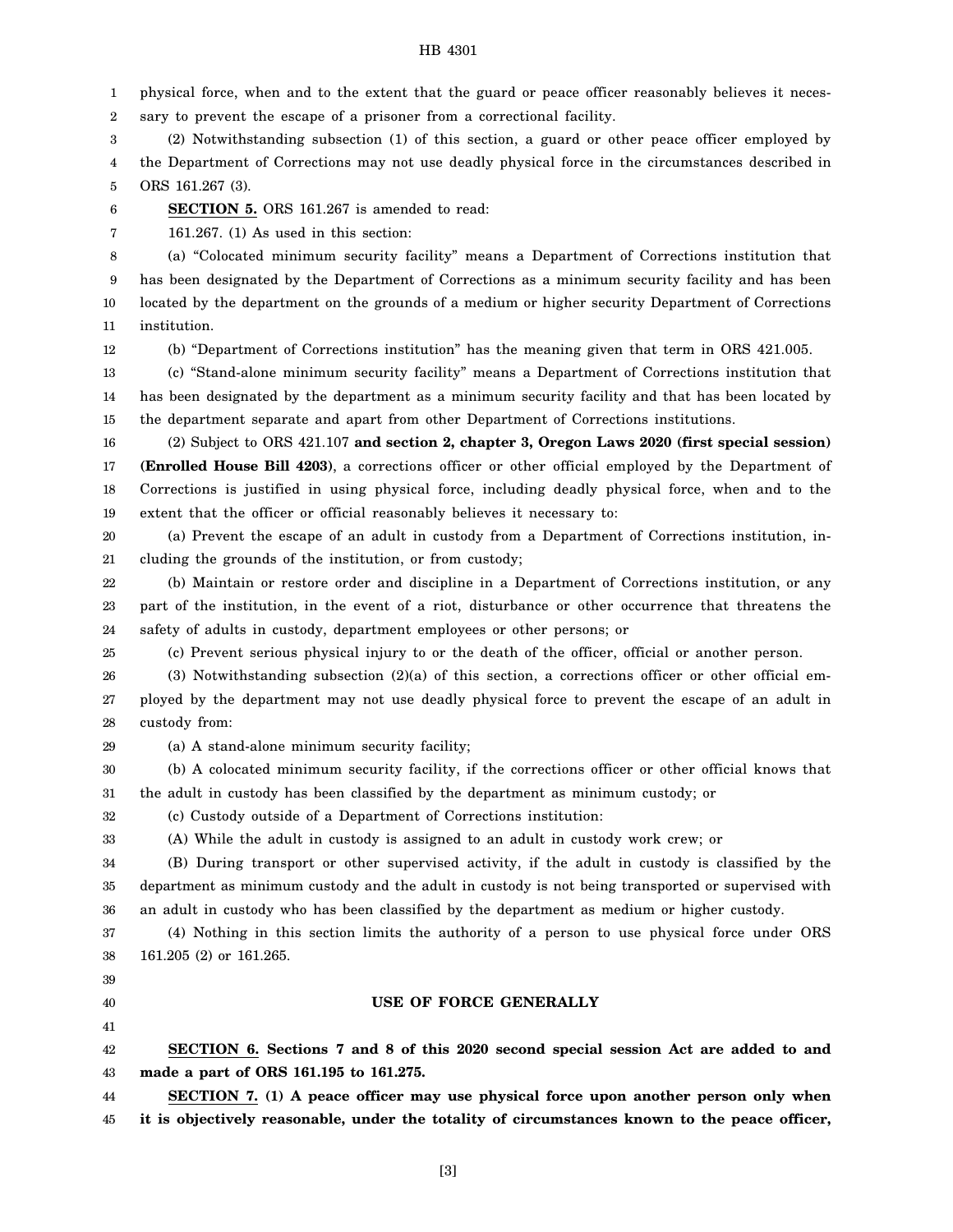physical force, when and to the extent that the guard or peace officer reasonably believes it necessary to prevent the escape of a prisoner from a correctional facility.

(2) Notwithstanding subsection (1) of this section, a guard or other peace officer employed by the Department of Corrections may not use deadly physical force in the circumstances described in ORS 161.267 (3).

**SECTION 5.** ORS 161.267 is amended to read:

161.267. (1) As used in this section:

(a) "Colocated minimum security facility" means a Department of Corrections institution that has been designated by the Department of Corrections as a minimum security facility and has been located by the department on the grounds of a medium or higher security Department of Corrections institution.

(b) "Department of Corrections institution" has the meaning given that term in ORS 421.005.

(c) "Stand-alone minimum security facility" means a Department of Corrections institution that has been designated by the department as a minimum security facility and that has been located by the department separate and apart from other Department of Corrections institutions.

(2) Subject to ORS 421.107 **and section 2, chapter 3, Oregon Laws 2020 (first special session) (Enrolled House Bill 4203)**, a corrections officer or other official employed by the Department of Corrections is justified in using physical force, including deadly physical force, when and to the extent that the officer or official reasonably believes it necessary to:

(a) Prevent the escape of an adult in custody from a Department of Corrections institution, including the grounds of the institution, or from custody;

(b) Maintain or restore order and discipline in a Department of Corrections institution, or any part of the institution, in the event of a riot, disturbance or other occurrence that threatens the safety of adults in custody, department employees or other persons; or

(c) Prevent serious physical injury to or the death of the officer, official or another person.

(3) Notwithstanding subsection (2)(a) of this section, a corrections officer or other official employed by the department may not use deadly physical force to prevent the escape of an adult in custody from:

(a) A stand-alone minimum security facility;

(b) A colocated minimum security facility, if the corrections officer or other official knows that the adult in custody has been classified by the department as minimum custody; or

(c) Custody outside of a Department of Corrections institution:

(A) While the adult in custody is assigned to an adult in custody work crew; or

(B) During transport or other supervised activity, if the adult in custody is classified by the department as minimum custody and the adult in custody is not being transported or supervised with an adult in custody who has been classified by the department as medium or higher custody.

(4) Nothing in this section limits the authority of a person to use physical force under ORS 161.205 (2) or 161.265.

## USE OF FORCE GENERALLY

**SECTION 6. Sections 7 and 8 of this 2020 second special session Act are added to and made a part of ORS 161.195 to 161.275.**

**SECTION 7. (1) A peace officer may use physical force upon another person only when it is objectively reasonable, under the totality of circumstances known to the peace officer,**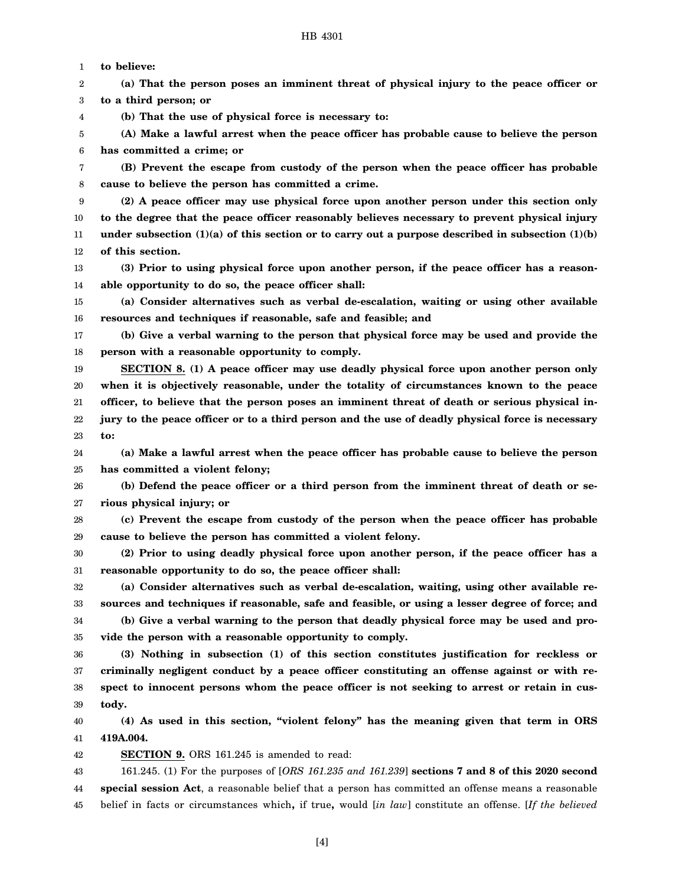**to believe:**

**(a) That the person poses an imminent threat of physical injury to the peace officer or to a third person; or**

**(b) That the use of physical force is necessary to:**

**(A) Make a lawful arrest when the peace officer has probable cause to believe the person has committed a crime; or**

**(B) Prevent the escape from custody of the person when the peace officer has probable cause to believe the person has committed a crime.**

**(2) A peace officer may use physical force upon another person under this section only to the degree that the peace officer reasonably believes necessary to prevent physical injury under subsection (1)(a) of this section or to carry out a purpose described in subsection (1)(b) of this section.**

**(3) Prior to using physical force upon another person, if the peace officer has a reasonable opportunity to do so, the peace officer shall:**

**(a) Consider alternatives such as verbal de-escalation, waiting or using other available resources and techniques if reasonable, safe and feasible; and**

**(b) Give a verbal warning to the person that physical force may be used and provide the person with a reasonable opportunity to comply.**

**SECTION 8. (1) A peace officer may use deadly physical force upon another person only when it is objectively reasonable, under the totality of circumstances known to the peace officer, to believe that the person poses an imminent threat of death or serious physical injury to the peace officer or to a third person and the use of deadly physical force is necessary to:**

**(a) Make a lawful arrest when the peace officer has probable cause to believe the person has committed a violent felony;**

**(b) Defend the peace officer or a third person from the imminent threat of death or serious physical injury; or**

**(c) Prevent the escape from custody of the person when the peace officer has probable cause to believe the person has committed a violent felony.**

**(2) Prior to using deadly physical force upon another person, if the peace officer has a reasonable opportunity to do so, the peace officer shall:**

**(a) Consider alternatives such as verbal de-escalation, waiting, using other available resources and techniques if reasonable, safe and feasible, or using a lesser degree of force; and**

**(b) Give a verbal warning to the person that deadly physical force may be used and provide the person with a reasonable opportunity to comply.**

**(3) Nothing in subsection (1) of this section constitutes justification for reckless or criminally negligent conduct by a peace officer constituting an offense against or with respect to innocent persons whom the peace officer is not seeking to arrest or retain in custody.**

**(4) As used in this section, "violent felony" has the meaning given that term in ORS 419A.004.**

**SECTION 9.** ORS 161.245 is amended to read:

161.245. (1) For the purposes of [*ORS 161.235 and 161.239*] **sections 7 and 8 of this 2020 second special session Act**, a reasonable belief that a person has committed an offense means a reasonable belief in facts or circumstances which**,** if true**,** would [*in law*] constitute an offense. [*If the believed*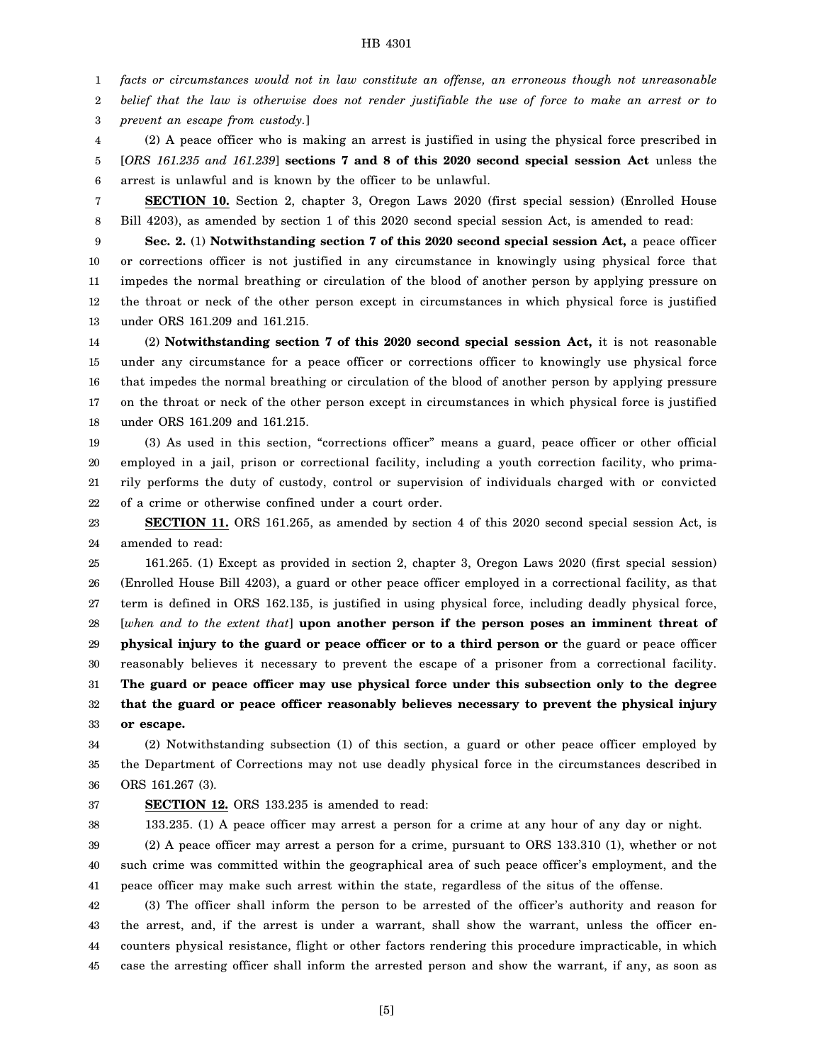*facts or circumstances would not in law constitute an offense, an erroneous though not unreasonable belief that the law is otherwise does not render justifiable the use of force to make an arrest or to prevent an escape from custody.*]

(2) A peace officer who is making an arrest is justified in using the physical force prescribed in [*ORS 161.235 and 161.239*] **sections 7 and 8 of this 2020 second special session Act** unless the arrest is unlawful and is known by the officer to be unlawful.

**SECTION 10.** Section 2, chapter 3, Oregon Laws 2020 (first special session) (Enrolled House Bill 4203), as amended by section 1 of this 2020 second special session Act, is amended to read:

**Sec. 2.** (1) **Notwithstanding section 7 of this 2020 second special session Act,** a peace officer or corrections officer is not justified in any circumstance in knowingly using physical force that impedes the normal breathing or circulation of the blood of another person by applying pressure on the throat or neck of the other person except in circumstances in which physical force is justified under ORS 161.209 and 161.215.

(2) **Notwithstanding section 7 of this 2020 second special session Act,** it is not reasonable under any circumstance for a peace officer or corrections officer to knowingly use physical force that impedes the normal breathing or circulation of the blood of another person by applying pressure on the throat or neck of the other person except in circumstances in which physical force is justified under ORS 161.209 and 161.215.

(3) As used in this section, "corrections officer" means a guard, peace officer or other official employed in a jail, prison or correctional facility, including a youth correction facility, who primarily performs the duty of custody, control or supervision of individuals charged with or convicted of a crime or otherwise confined under a court order.

**SECTION 11.** ORS 161.265, as amended by section 4 of this 2020 second special session Act, is amended to read:

161.265. (1) Except as provided in section 2, chapter 3, Oregon Laws 2020 (first special session) (Enrolled House Bill 4203), a guard or other peace officer employed in a correctional facility, as that term is defined in ORS 162.135, is justified in using physical force, including deadly physical force, [*when and to the extent that*] **upon another person if the person poses an imminent threat of physical injury to the guard or peace officer or to a third person or** the guard or peace officer reasonably believes it necessary to prevent the escape of a prisoner from a correctional facility. **The guard or peace officer may use physical force under this subsection only to the degree that the guard or peace officer reasonably believes necessary to prevent the physical injury or escape.**

(2) Notwithstanding subsection (1) of this section, a guard or other peace officer employed by the Department of Corrections may not use deadly physical force in the circumstances described in ORS 161.267 (3).

**SECTION 12.** ORS 133.235 is amended to read:

133.235. (1) A peace officer may arrest a person for a crime at any hour of any day or night.

(2) A peace officer may arrest a person for a crime, pursuant to ORS 133.310 (1), whether or not such crime was committed within the geographical area of such peace officer's employment, and the peace officer may make such arrest within the state, regardless of the situs of the offense.

(3) The officer shall inform the person to be arrested of the officer's authority and reason for the arrest, and, if the arrest is under a warrant, shall show the warrant, unless the officer encounters physical resistance, flight or other factors rendering this procedure impracticable, in which case the arresting officer shall inform the arrested person and show the warrant, if any, as soon as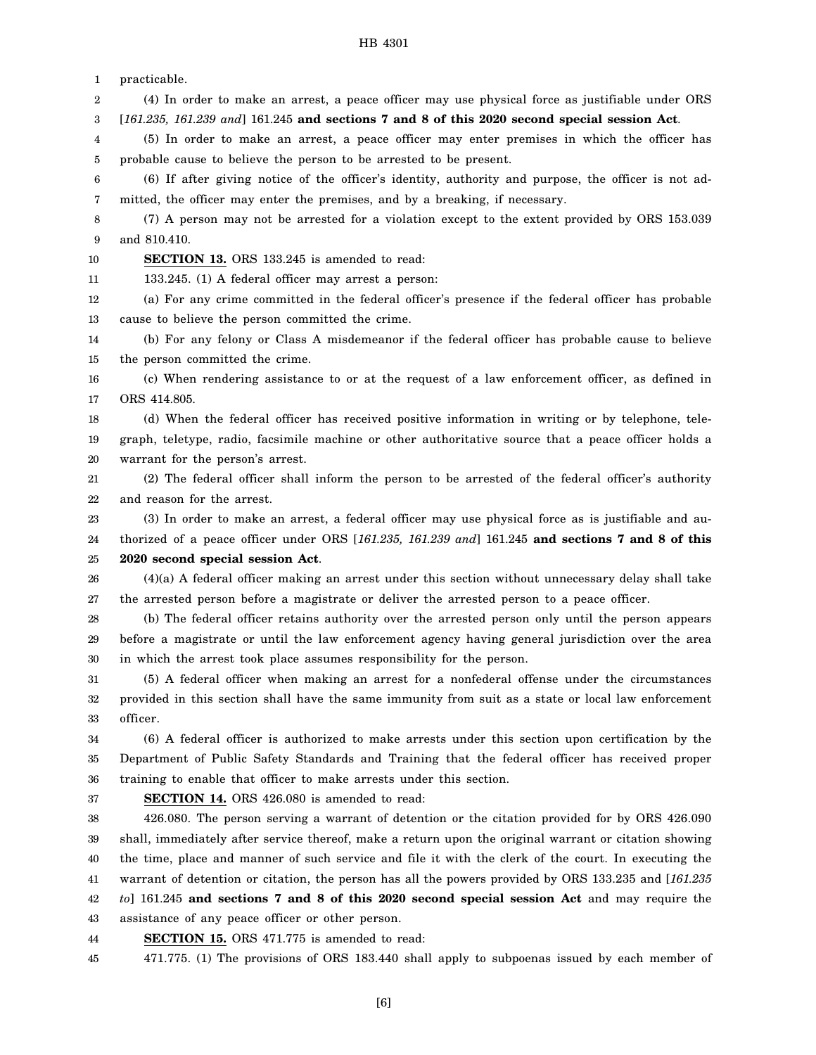practicable.

(4) In order to make an arrest, a peace officer may use physical force as justifiable under ORS [*161.235, 161.239 and*] 161.245 **and sections 7 and 8 of this 2020 second special session Act**.

(5) In order to make an arrest, a peace officer may enter premises in which the officer has probable cause to believe the person to be arrested to be present.

(6) If after giving notice of the officer's identity, authority and purpose, the officer is not admitted, the officer may enter the premises, and by a breaking, if necessary.

(7) A person may not be arrested for a violation except to the extent provided by ORS 153.039 and 810.410.

**SECTION 13.** ORS 133.245 is amended to read:

133.245. (1) A federal officer may arrest a person:

(a) For any crime committed in the federal officer's presence if the federal officer has probable cause to believe the person committed the crime.

(b) For any felony or Class A misdemeanor if the federal officer has probable cause to believe the person committed the crime.

(c) When rendering assistance to or at the request of a law enforcement officer, as defined in ORS 414.805.

(d) When the federal officer has received positive information in writing or by telephone, telegraph, teletype, radio, facsimile machine or other authoritative source that a peace officer holds a warrant for the person's arrest.

(2) The federal officer shall inform the person to be arrested of the federal officer's authority and reason for the arrest.

(3) In order to make an arrest, a federal officer may use physical force as is justifiable and authorized of a peace officer under ORS [*161.235, 161.239 and*] 161.245 **and sections 7 and 8 of this 2020 second special session Act**.

(4)(a) A federal officer making an arrest under this section without unnecessary delay shall take the arrested person before a magistrate or deliver the arrested person to a peace officer.

(b) The federal officer retains authority over the arrested person only until the person appears before a magistrate or until the law enforcement agency having general jurisdiction over the area in which the arrest took place assumes responsibility for the person.

(5) A federal officer when making an arrest for a nonfederal offense under the circumstances provided in this section shall have the same immunity from suit as a state or local law enforcement officer.

(6) A federal officer is authorized to make arrests under this section upon certification by the Department of Public Safety Standards and Training that the federal officer has received proper training to enable that officer to make arrests under this section.

**SECTION 14.** ORS 426.080 is amended to read:

426.080. The person serving a warrant of detention or the citation provided for by ORS 426.090 shall, immediately after service thereof, make a return upon the original warrant or citation showing the time, place and manner of such service and file it with the clerk of the court. In executing the warrant of detention or citation, the person has all the powers provided by ORS 133.235 and [*161.235 to*] 161.245 **and sections 7 and 8 of this 2020 second special session Act** and may require the assistance of any peace officer or other person.

**SECTION 15.** ORS 471.775 is amended to read:

471.775. (1) The provisions of ORS 183.440 shall apply to subpoenas issued by each member of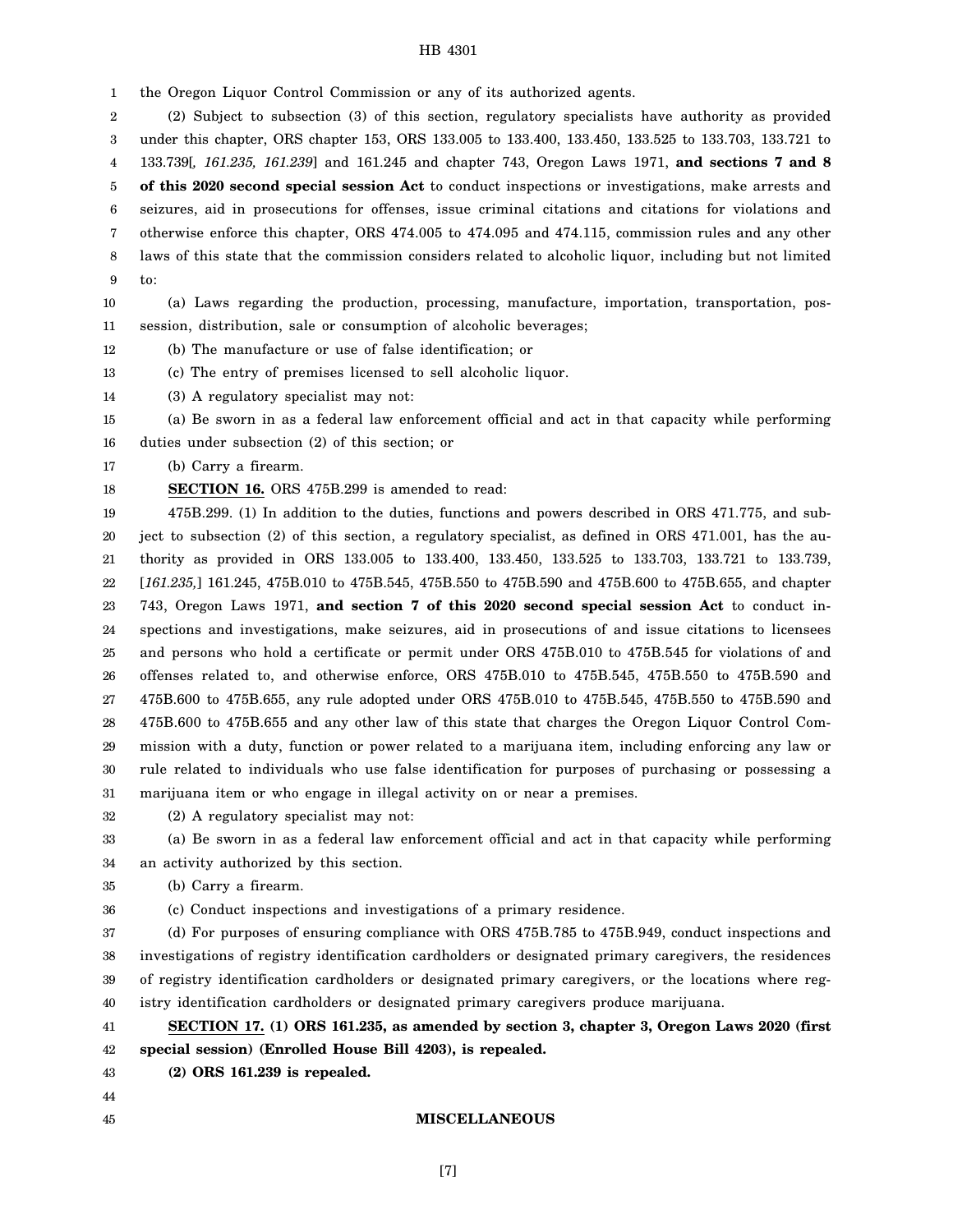the Oregon Liquor Control Commission or any of its authorized agents.

(2) Subject to subsection (3) of this section, regulatory specialists have authority as provided under this chapter, ORS chapter 153, ORS 133.005 to 133.400, 133.450, 133.525 to 133.703, 133.721 to 133.739[*, 161.235, 161.239*] and 161.245 and chapter 743, Oregon Laws 1971, **and sections 7 and 8 of this 2020 second special session Act** to conduct inspections or investigations, make arrests and seizures, aid in prosecutions for offenses, issue criminal citations and citations for violations and otherwise enforce this chapter, ORS 474.005 to 474.095 and 474.115, commission rules and any other laws of this state that the commission considers related to alcoholic liquor, including but not limited to:

(a) Laws regarding the production, processing, manufacture, importation, transportation, possession, distribution, sale or consumption of alcoholic beverages;

(b) The manufacture or use of false identification; or

(c) The entry of premises licensed to sell alcoholic liquor.

(3) A regulatory specialist may not:

(a) Be sworn in as a federal law enforcement official and act in that capacity while performing duties under subsection (2) of this section; or

(b) Carry a firearm.

**SECTION 16.** ORS 475B.299 is amended to read:

475B.299. (1) In addition to the duties, functions and powers described in ORS 471.775, and subject to subsection (2) of this section, a regulatory specialist, as defined in ORS 471.001, has the authority as provided in ORS 133.005 to 133.400, 133.450, 133.525 to 133.703, 133.721 to 133.739, [*161.235,*] 161.245, 475B.010 to 475B.545, 475B.550 to 475B.590 and 475B.600 to 475B.655, and chapter 743, Oregon Laws 1971, **and section 7 of this 2020 second special session Act** to conduct inspections and investigations, make seizures, aid in prosecutions of and issue citations to licensees and persons who hold a certificate or permit under ORS 475B.010 to 475B.545 for violations of and offenses related to, and otherwise enforce, ORS 475B.010 to 475B.545, 475B.550 to 475B.590 and 475B.600 to 475B.655, any rule adopted under ORS 475B.010 to 475B.545, 475B.550 to 475B.590 and 475B.600 to 475B.655 and any other law of this state that charges the Oregon Liquor Control Commission with a duty, function or power related to a marijuana item, including enforcing any law or rule related to individuals who use false identification for purposes of purchasing or possessing a marijuana item or who engage in illegal activity on or near a premises.

(2) A regulatory specialist may not:

(a) Be sworn in as a federal law enforcement official and act in that capacity while performing an activity authorized by this section.

(b) Carry a firearm.

(c) Conduct inspections and investigations of a primary residence.

(d) For purposes of ensuring compliance with ORS 475B.785 to 475B.949, conduct inspections and investigations of registry identification cardholders or designated primary caregivers, the residences of registry identification cardholders or designated primary caregivers, or the locations where registry identification cardholders or designated primary caregivers produce marijuana.

**SECTION 17. (1) ORS 161.235, as amended by section 3, chapter 3, Oregon Laws 2020 (first special session) (Enrolled House Bill 4203), is repealed.**

**(2) ORS 161.239 is repealed.**

**MISCELLANEOUS**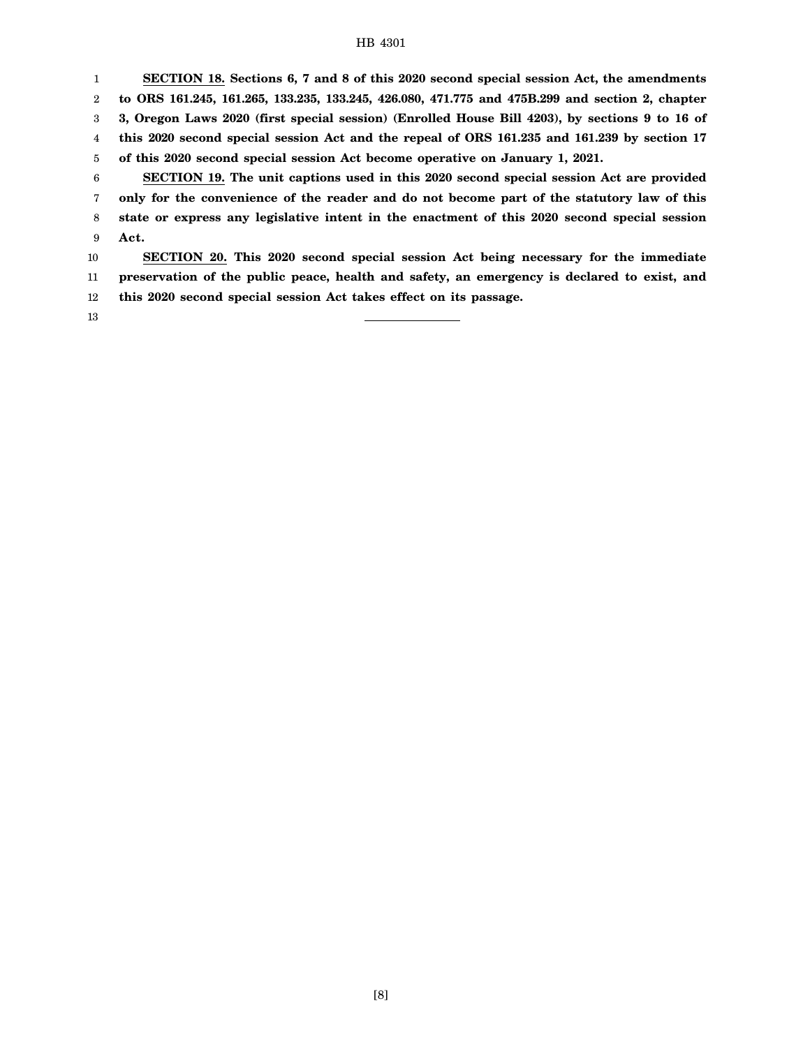**SECTION 18. Sections 6, 7 and 8 of this 2020 second special session Act, the amendments to ORS 161.245, 161.265, 133.235, 133.245, 426.080, 471.775 and 475B.299 and section 2, chapter 3, Oregon Laws 2020 (first special session) (Enrolled House Bill 4203), by sections 9 to 16 of this 2020 second special session Act and the repeal of ORS 161.235 and 161.239 by section 17 of this 2020 second special session Act become operative on January 1, 2021.**

**SECTION 19. The unit captions used in this 2020 second special session Act are provided only for the convenience of the reader and do not become part of the statutory law of this state or express any legislative intent in the enactment of this 2020 second special session Act.**

**SECTION 20. This 2020 second special session Act being necessary for the immediate preservation of the public peace, health and safety, an emergency is declared to exist, and this 2020 second special session Act takes effect on its passage.**

---